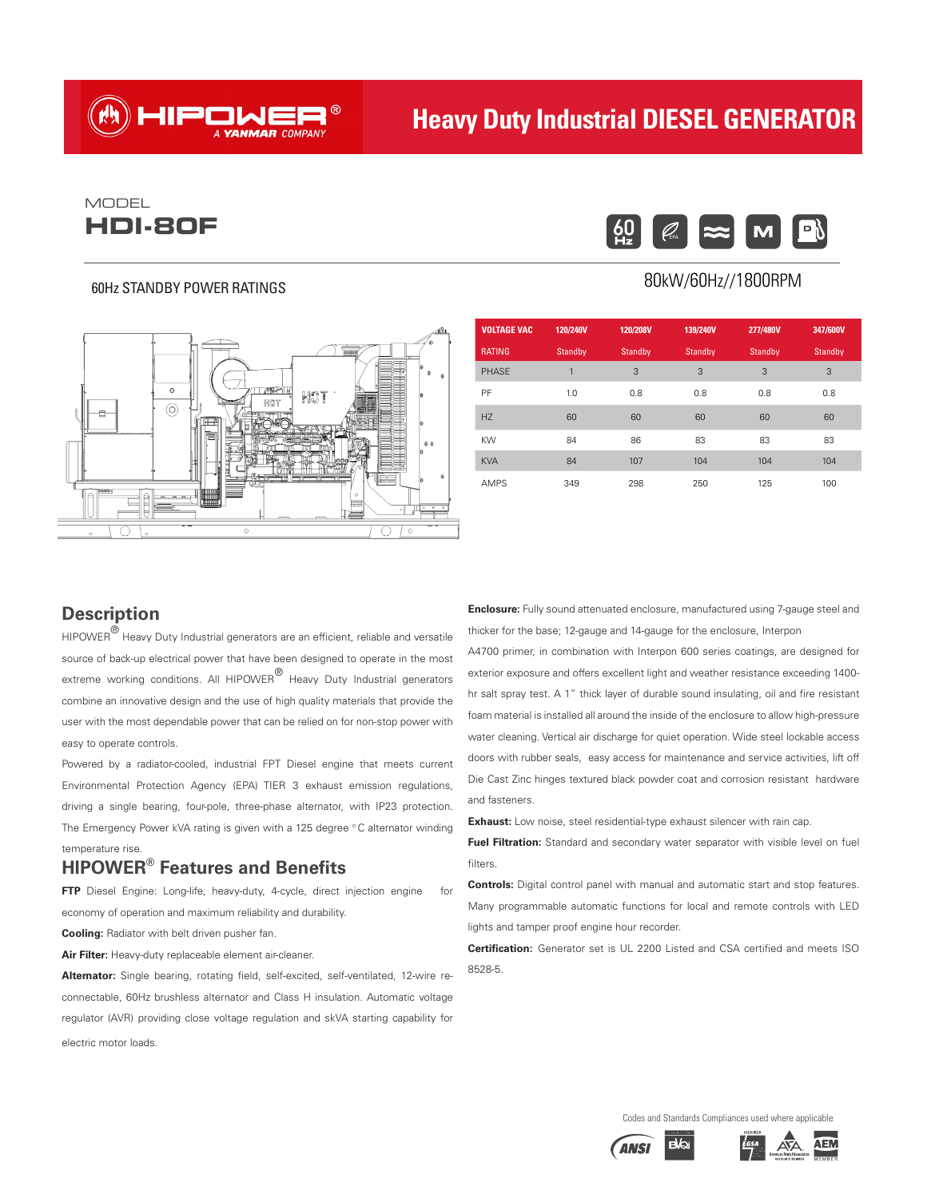# HIPOWER® A YANMAR COMPANY

## Heavy Duty Industrial DIESEL GENERATOR

MODEL
# HDI-80F

### 60Hz STANDBY POWER RATINGS

80kW/60Hz//1800RPM

| VOLTAGE VAC | 120/240V | 120/208V | 139/240V | 277/480V | 347/600V |
|---|---|---|---|---|---|
| RATING | Standby | Standby | Standby | Standby | Standby |
| PHASE | 1 | 3 | 3 | 3 | 3 |
| PF | 1.0 | 0.8 | 0.8 | 0.8 | 0.8 |
| HZ | 60 | 60 | 60 | 60 | 60 |
| KW | 84 | 86 | 83 | 83 | 83 |
| KVA | 84 | 107 | 104 | 104 | 104 |
| AMPS | 349 | 298 | 250 | 125 | 100 |

## Description

HIPOWER® Heavy Duty Industrial generators are an efficient, reliable and versatile source of back-up electrical power that have been designed to operate in the most extreme working conditions. All HIPOWER® Heavy Duty Industrial generators combine an innovative design and the use of high quality materials that provide the user with the most dependable power that can be relied on for non-stop power with easy to operate controls.

Powered by a radiator-cooled, industrial FPT Diesel engine that meets current Environmental Protection Agency (EPA) TIER 3 exhaust emission regulations, driving a single bearing, four-pole, three-phase alternator, with IP23 protection. The Emergency Power kVA rating is given with a 125 degree °C alternator winding temperature rise.

## HIPOWER® Features and Benefits

**FTP** Diesel Engine: Long-life, heavy-duty, 4-cycle, direct injection engine for economy of operation and maximum reliability and durability.

**Cooling:** Radiator with belt driven pusher fan.

**Air Filter:** Heavy-duty replaceable element air-cleaner.

**Alternator:** Single bearing, rotating field, self-excited, self-ventilated, 12-wire re-connectable, 60Hz brushless alternator and Class H insulation. Automatic voltage regulator (AVR) providing close voltage regulation and skVA starting capability for electric motor loads.

**Enclosure:** Fully sound attenuated enclosure, manufactured using 7-gauge steel and thicker for the base; 12-gauge and 14-gauge for the enclosure, Interpon A4700 primer, in combination with Interpon 600 series coatings, are designed for exterior exposure and offers excellent light and weather resistance exceeding 1400-hr salt spray test. A 1" thick layer of durable sound insulating, oil and fire resistant foam material is installed all around the inside of the enclosure to allow high-pressure water cleaning. Vertical air discharge for quiet operation. Wide steel lockable access doors with rubber seals, easy access for maintenance and service activities, lift off Die Cast Zinc hinges textured black powder coat and corrosion resistant hardware and fasteners.

**Exhaust:** Low noise, steel residential-type exhaust silencer with rain cap.

**Fuel Filtration:** Standard and secondary water separator with visible level on fuel filters.

**Controls:** Digital control panel with manual and automatic start and stop features. Many programmable automatic functions for local and remote controls with LED lights and tamper proof engine hour recorder.

**Certification:** Generator set is UL 2200 Listed and CSA certified and meets ISO 8528-5.

Codes and Standards Compliances used where applicable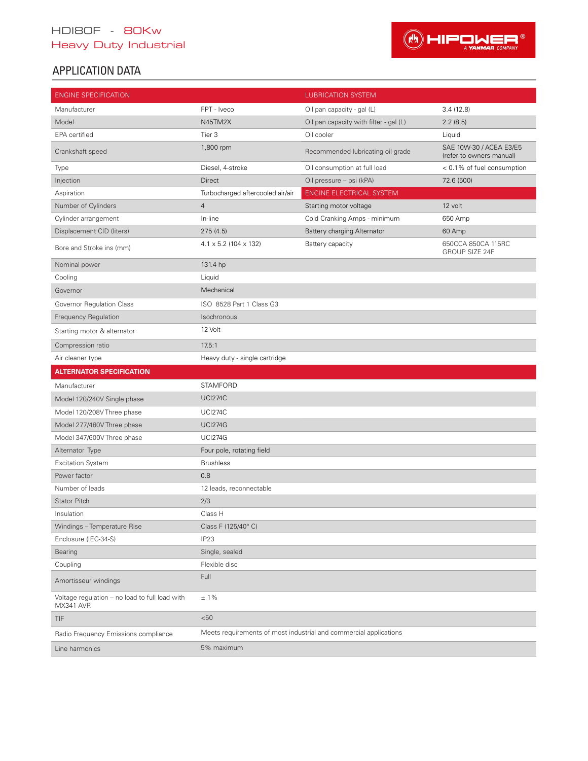HDI80F - 80Kw
Heavy Duty Industrial

## APPLICATION DATA

| ENGINE SPECIFICATION | | LUBRICATION SYSTEM | |
|---|---|---|---|
| Manufacturer | FPT - Iveco | Oil pan capacity - gal (L) | 3.4 (12.8) |
| Model | N45TM2X | Oil pan capacity with filter - gal (L) | 2.2 (8.5) |
| EPA certified | Tier 3 | Oil cooler | Liquid |
| Crankshaft speed | 1,800 rpm | Recommended lubricating oil grade | SAE 10W-30 / ACEA E3/E5 (refer to owners manual) |
| Type | Diesel, 4-stroke | Oil consumption at full load | < 0.1% of fuel consumption |
| Injection | Direct | Oil pressure – psi (kPA) | 72.6 (500) |
| Aspiration | Turbocharged aftercooled air/air | **ENGINE ELECTRICAL SYSTEM** | |
| Number of Cylinders | 4 | Starting motor voltage | 12 volt |
| Cylinder arrangement | In-line | Cold Cranking Amps - minimum | 650 Amp |
| Displacement CID (liters) | 275 (4.5) | Battery charging Alternator | 60 Amp |
| Bore and Stroke ins (mm) | 4.1 x 5.2 (104 x 132) | Battery capacity | 650CCA 850CA 115RC GROUP SIZE 24F |
| Nominal power | 131.4 hp | | |
| Cooling | Liquid | | |
| Governor | Mechanical | | |
| Governor Regulation Class | ISO 8528 Part 1 Class G3 | | |
| Frequency Regulation | Isochronous | | |
| Starting motor & alternator | 12 Volt | | |
| Compression ratio | 17.5:1 | | |
| Air cleaner type | Heavy duty - single cartridge | | |

| ALTERNATOR SPECIFICATION | |
|---|---|
| Manufacturer | STAMFORD |
| Model 120/240V Single phase | UCI274C |
| Model 120/208V Three phase | UCI274C |
| Model 277/480V Three phase | UCI274G |
| Model 347/600V Three phase | UCI274G |
| Alternator Type | Four pole, rotating field |
| Excitation System | Brushless |
| Power factor | 0.8 |
| Number of leads | 12 leads, reconnectable |
| Stator Pitch | 2/3 |
| Insulation | Class H |
| Windings – Temperature Rise | Class F (125/40° C) |
| Enclosure (IEC-34-S) | IP23 |
| Bearing | Single, sealed |
| Coupling | Flexible disc |
| Amortisseur windings | Full |
| Voltage regulation – no load to full load with MX341 AVR | ± 1% |
| TIF | <50 |
| Radio Frequency Emissions compliance | Meets requirements of most industrial and commercial applications |
| Line harmonics | 5% maximum |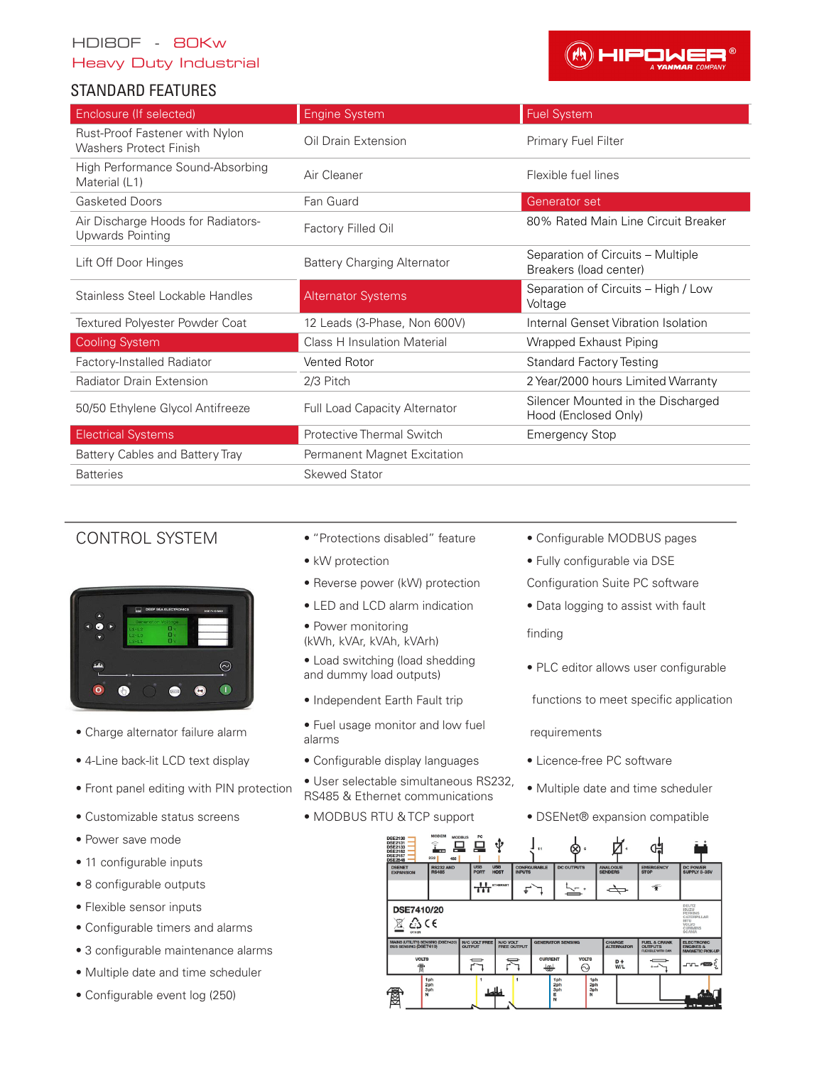HDI80F - 80Kw

Heavy Duty Industrial

## STANDARD FEATURES

| Enclosure (If selected) | Engine System | Fuel System |
|---|---|---|
| Rust-Proof Fastener with Nylon Washers Protect Finish | Oil Drain Extension | Primary Fuel Filter |
| High Performance Sound-Absorbing Material (L1) | Air Cleaner | Flexible fuel lines |
| Gasketed Doors | Fan Guard | **Generator set** |
| Air Discharge Hoods for Radiators-Upwards Pointing | Factory Filled Oil | 80% Rated Main Line Circuit Breaker |
| Lift Off Door Hinges | Battery Charging Alternator | Separation of Circuits – Multiple Breakers (load center) |
| Stainless Steel Lockable Handles | **Alternator Systems** | Separation of Circuits – High / Low Voltage |
| Textured Polyester Powder Coat | 12 Leads (3-Phase, Non 600V) | Internal Genset Vibration Isolation |
| **Cooling System** | Class H Insulation Material | Wrapped Exhaust Piping |
| Factory-Installed Radiator | Vented Rotor | Standard Factory Testing |
| Radiator Drain Extension | 2/3 Pitch | 2 Year/2000 hours Limited Warranty |
| 50/50 Ethylene Glycol Antifreeze | Full Load Capacity Alternator | Silencer Mounted in the Discharged Hood (Enclosed Only) |
| **Electrical Systems** | Protective Thermal Switch | Emergency Stop |
| Battery Cables and Battery Tray | Permanent Magnet Excitation | |
| Batteries | Skewed Stator | |

## CONTROL SYSTEM

- Charge alternator failure alarm
- 4-Line back-lit LCD text display
- Front panel editing with PIN protection
- Customizable status screens
- Power save mode
- 11 configurable inputs
- 8 configurable outputs
- Flexible sensor inputs
- Configurable timers and alarms
- 3 configurable maintenance alarms
- Multiple date and time scheduler
- Configurable event log (250)
- "Protections disabled" feature
- kW protection
- Reverse power (kW) protection
- LED and LCD alarm indication
- Power monitoring (kWh, kVAr, kVAh, kVArh)
- Load switching (load shedding and dummy load outputs)
- Independent Earth Fault trip
- Fuel usage monitor and low fuel alarms
- Configurable display languages
- User selectable simultaneous RS232, RS485 & Ethernet communications
- MODBUS RTU & TCP support
- Configurable MODBUS pages
- Fully configurable via DSE Configuration Suite PC software
- Data logging to assist with fault finding
- PLC editor allows user configurable functions to meet specific application requirements
- Licence-free PC software
- Multiple date and time scheduler
- DSENet® expansion compatible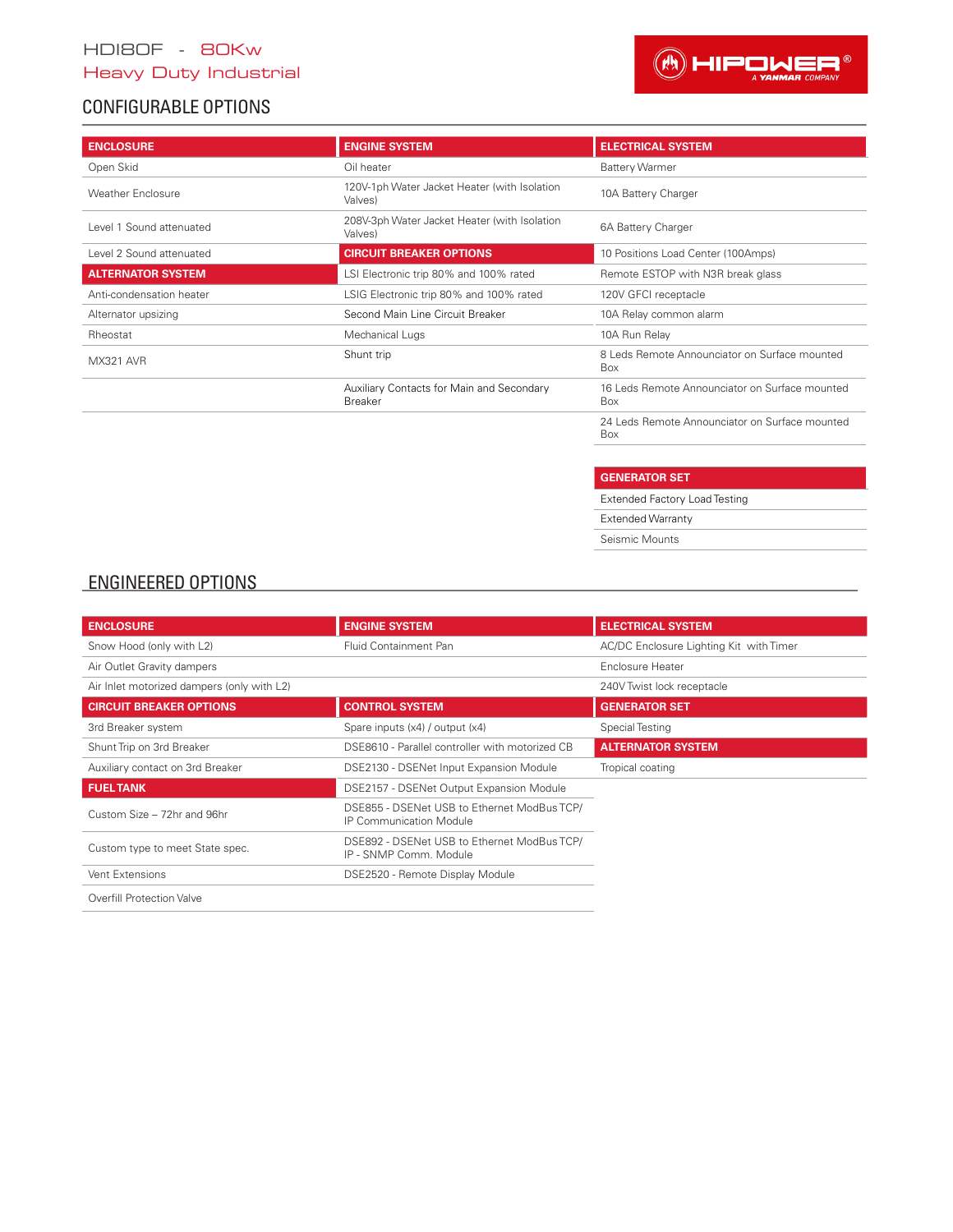HDI80F - 80Kw

Heavy Duty Industrial

## CONFIGURABLE OPTIONS

| ENCLOSURE | ENGINE SYSTEM | ELECTRICAL SYSTEM |
|---|---|---|
| Open Skid | Oil heater | Battery Warmer |
| Weather Enclosure | 120V-1ph Water Jacket Heater (with Isolation Valves) | 10A Battery Charger |
| Level 1 Sound attenuated | 208V-3ph Water Jacket Heater (with Isolation Valves) | 6A Battery Charger |
| Level 2 Sound attenuated | **CIRCUIT BREAKER OPTIONS** | 10 Positions Load Center (100Amps) |
| **ALTERNATOR SYSTEM** | LSI Electronic trip 80% and 100% rated | Remote ESTOP with N3R break glass |
| Anti-condensation heater | LSIG Electronic trip 80% and 100% rated | 120V GFCI receptacle |
| Alternator upsizing | Second Main Line Circuit Breaker | 10A Relay common alarm |
| Rheostat | Mechanical Lugs | 10A Run Relay |
| MX321 AVR | Shunt trip | 8 Leds Remote Announciator on Surface mounted Box |
| | Auxiliary Contacts for Main and Secondary Breaker | 16 Leds Remote Announciator on Surface mounted Box |
| | | 24 Leds Remote Announciator on Surface mounted Box |

| GENERATOR SET |
|---|
| Extended Factory Load Testing |
| Extended Warranty |
| Seismic Mounts |

## ENGINEERED OPTIONS

| ENCLOSURE | ENGINE SYSTEM | ELECTRICAL SYSTEM |
|---|---|---|
| Snow Hood (only with L2) | Fluid Containment Pan | AC/DC Enclosure Lighting Kit with Timer |
| Air Outlet Gravity dampers | | Enclosure Heater |
| Air Inlet motorized dampers (only with L2) | | 240V Twist lock receptacle |
| **CIRCUIT BREAKER OPTIONS** | **CONTROL SYSTEM** | **GENERATOR SET** |
| 3rd Breaker system | Spare inputs (x4) / output (x4) | Special Testing |
| Shunt Trip on 3rd Breaker | DSE8610 - Parallel controller with motorized CB | **ALTERNATOR SYSTEM** |
| Auxiliary contact on 3rd Breaker | DSE2130 - DSENet Input Expansion Module | Tropical coating |
| **FUEL TANK** | DSE2157 - DSENet Output Expansion Module | |
| Custom Size – 72hr and 96hr | DSE855 - DSENet USB to Ethernet ModBus TCP/IP Communication Module | |
| Custom type to meet State spec. | DSE892 - DSENet USB to Ethernet ModBus TCP/IP - SNMP Comm. Module | |
| Vent Extensions | DSE2520 - Remote Display Module | |
| Overfill Protection Valve | | |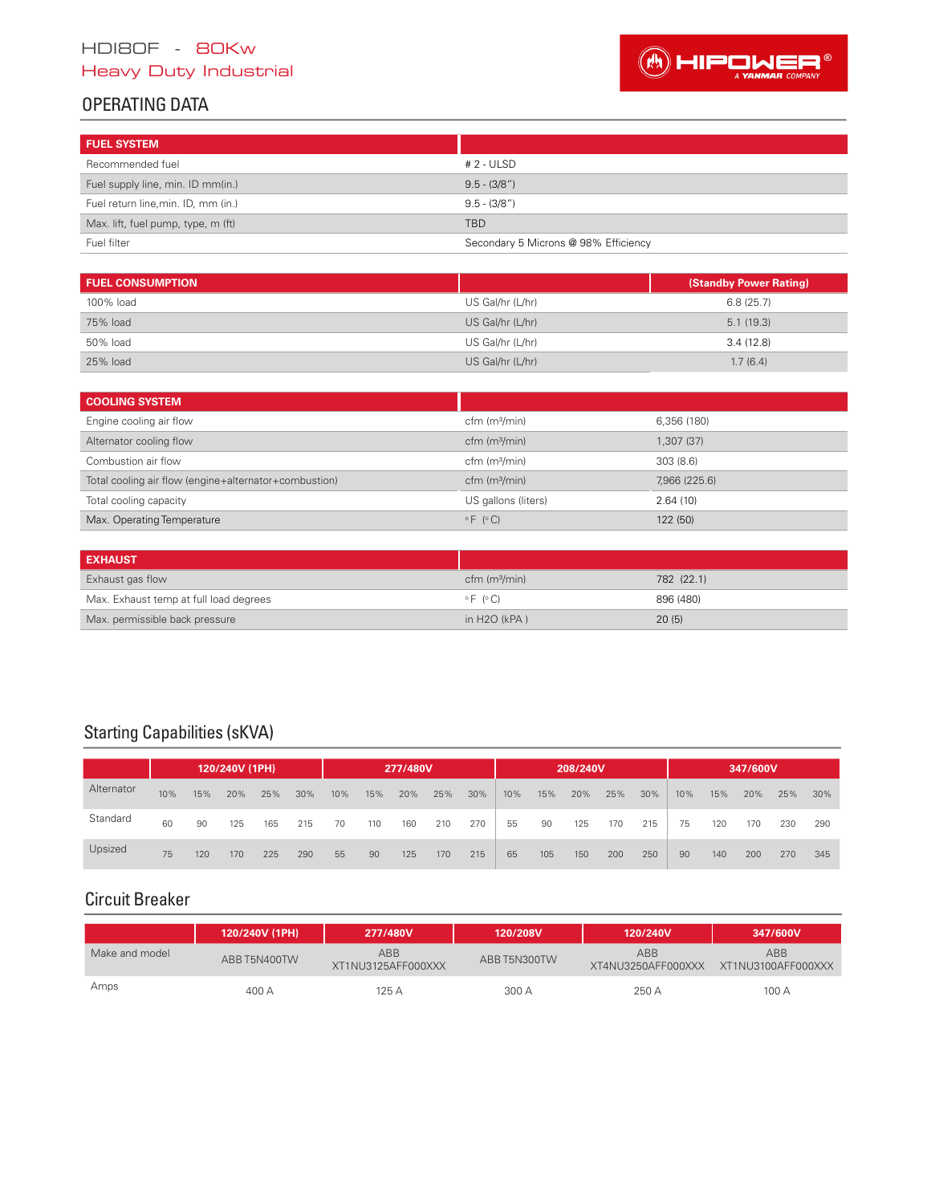HDI80F - 80Kw
Heavy Duty Industrial

## OPERATING DATA

| FUEL SYSTEM | |
|---|---|
| Recommended fuel | # 2 - ULSD |
| Fuel supply line, min. ID mm(in.) | 9.5 - (3/8") |
| Fuel return line,min. ID, mm (in.) | 9.5 - (3/8") |
| Max. lift, fuel pump, type, m (ft) | TBD |
| Fuel filter | Secondary 5 Microns @ 98% Efficiency |

| FUEL CONSUMPTION | | (Standby Power Rating) |
|---|---|---|
| 100% load | US Gal/hr (L/hr) | 6.8 (25.7) |
| 75% load | US Gal/hr (L/hr) | 5.1 (19.3) |
| 50% load | US Gal/hr (L/hr) | 3.4 (12.8) |
| 25% load | US Gal/hr (L/hr) | 1.7 (6.4) |

| COOLING SYSTEM | | |
|---|---|---|
| Engine cooling air flow | cfm (m³/min) | 6,356 (180) |
| Alternator cooling flow | cfm (m³/min) | 1,307 (37) |
| Combustion air flow | cfm (m³/min) | 303 (8.6) |
| Total cooling air flow (engine+alternator+combustion) | cfm (m³/min) | 7,966 (225.6) |
| Total cooling capacity | US gallons (liters) | 2.64 (10) |
| Max. Operating Temperature | °F (°C) | 122 (50) |

| EXHAUST | | |
|---|---|---|
| Exhaust gas flow | cfm (m³/min) | 782 (22.1) |
| Max. Exhaust temp at full load degrees | °F (°C) | 896 (480) |
| Max. permissible back pressure | in H2O (kPA ) | 20 (5) |

## Starting Capabilities (sKVA)

| | 120/240V (1PH) | | | | | 277/480V | | | | | 208/240V | | | | | 347/600V | | | | |
|---|---|---|---|---|---|---|---|---|---|---|---|---|---|---|---|---|---|---|---|---|
| Alternator | 10% | 15% | 20% | 25% | 30% | 10% | 15% | 20% | 25% | 30% | 10% | 15% | 20% | 25% | 30% | 10% | 15% | 20% | 25% | 30% |
| Standard | 60 | 90 | 125 | 165 | 215 | 70 | 110 | 160 | 210 | 270 | 55 | 90 | 125 | 170 | 215 | 75 | 120 | 170 | 230 | 290 |
| Upsized | 75 | 120 | 170 | 225 | 290 | 55 | 90 | 125 | 170 | 215 | 65 | 105 | 150 | 200 | 250 | 90 | 140 | 200 | 270 | 345 |

## Circuit Breaker

| | 120/240V (1PH) | 277/480V | 120/208V | 120/240V | 347/600V |
|---|---|---|---|---|---|
| Make and model | ABB T5N400TW | ABB XT1NU3125AFF000XXX | ABB T5N300TW | ABB XT4NU3250AFF000XXX | ABB XT1NU3100AFF000XXX |
| Amps | 400 A | 125 A | 300 A | 250 A | 100 A |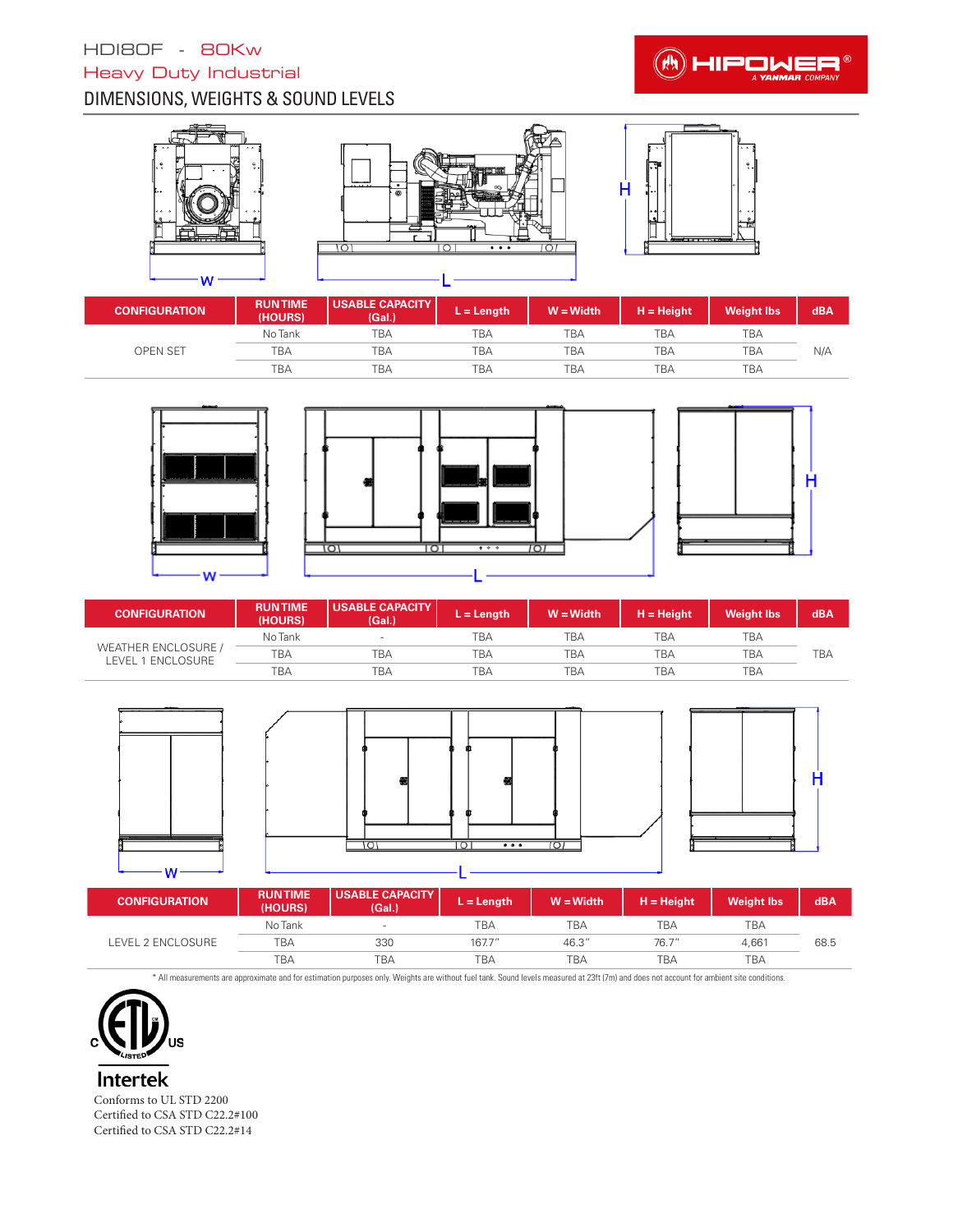HDI80F - 80Kw

Heavy Duty Industrial

# DIMENSIONS, WEIGHTS & SOUND LEVELS

W

L

H

| CONFIGURATION | RUN TIME (HOURS) | USABLE CAPACITY (Gal.) | L = Length | W = Width | H = Height | Weight lbs | dBA |
|---|---|---|---|---|---|---|---|
| OPEN SET | No Tank | TBA | TBA | TBA | TBA | TBA | N/A |
| | TBA | TBA | TBA | TBA | TBA | TBA | |
| | TBA | TBA | TBA | TBA | TBA | TBA | |

W

L

H

| CONFIGURATION | RUN TIME (HOURS) | USABLE CAPACITY (Gal.) | L = Length | W = Width | H = Height | Weight lbs | dBA |
|---|---|---|---|---|---|---|---|
| WEATHER ENCLOSURE / LEVEL 1 ENCLOSURE | No Tank | - | TBA | TBA | TBA | TBA | TBA |
| | TBA | TBA | TBA | TBA | TBA | TBA | |
| | TBA | TBA | TBA | TBA | TBA | TBA | |

W

L

H

| CONFIGURATION | RUN TIME (HOURS) | USABLE CAPACITY (Gal.) | L = Length | W = Width | H = Height | Weight lbs | dBA |
|---|---|---|---|---|---|---|---|
| LEVEL 2 ENCLOSURE | No Tank | - | TBA | TBA | TBA | TBA | 68.5 |
| | TBA | 330 | 167.7" | 46.3" | 76.7" | 4,661 | |
| | TBA | TBA | TBA | TBA | TBA | TBA | |

* All measurements are approximate and for estimation purposes only. Weights are without fuel tank. Sound levels measured at 23ft (7m) and does not account for ambient site conditions.

Intertek

Conforms to UL STD 2200
Certified to CSA STD C22.2#100
Certified to CSA STD C22.2#14